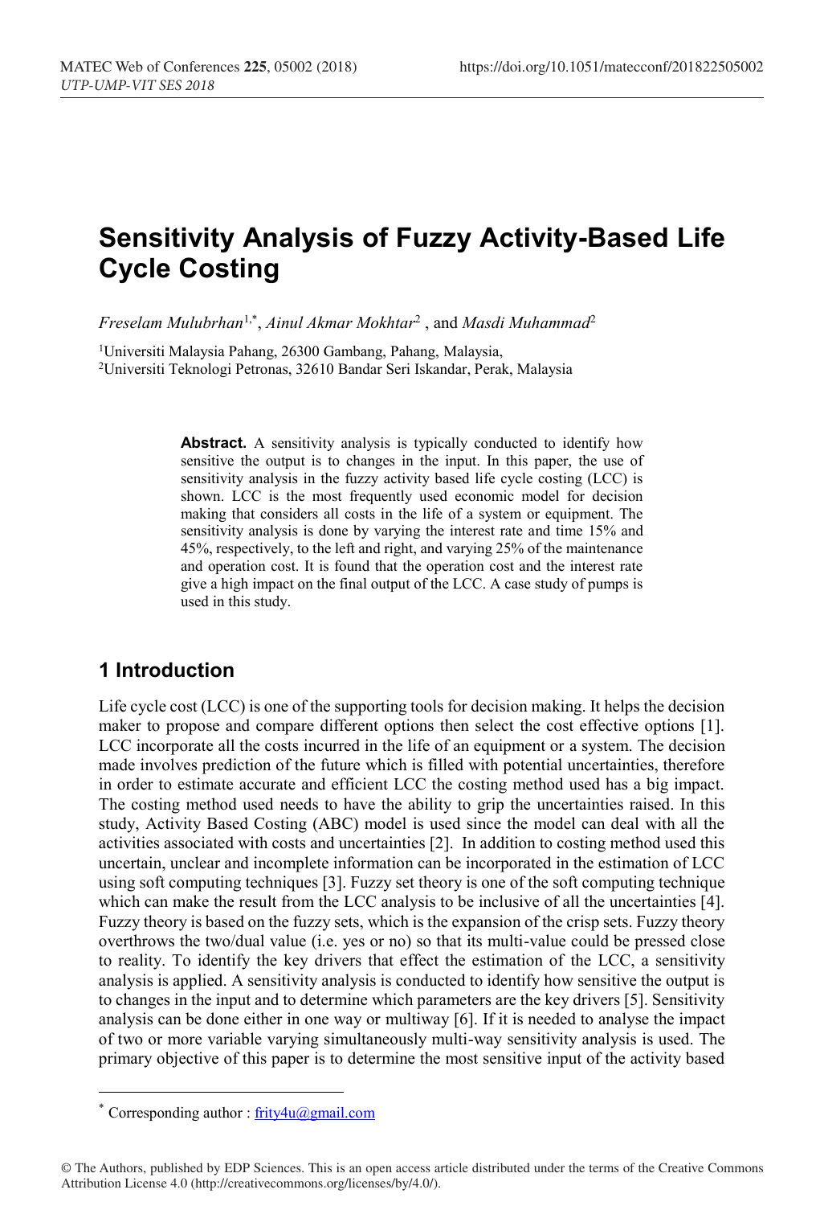# Sensitivity Analysis of Fuzzy Activity-Based Life Cycle Costing

*Freselam Mulubrhan*[1,*], *Ainul Akmar Mokhtar*[2] , and *Masdi Muhammad*[2]

[1]Universiti Malaysia Pahang, 26300 Gambang, Pahang, Malaysia,
[2]Universiti Teknologi Petronas, 32610 Bandar Seri Iskandar, Perak, Malaysia

**Abstract.** A sensitivity analysis is typically conducted to identify how sensitive the output is to changes in the input. In this paper, the use of sensitivity analysis in the fuzzy activity based life cycle costing (LCC) is shown. LCC is the most frequently used economic model for decision making that considers all costs in the life of a system or equipment. The sensitivity analysis is done by varying the interest rate and time 15% and 45%, respectively, to the left and right, and varying 25% of the maintenance and operation cost. It is found that the operation cost and the interest rate give a high impact on the final output of the LCC. A case study of pumps is used in this study.

## 1 Introduction

Life cycle cost (LCC) is one of the supporting tools for decision making. It helps the decision maker to propose and compare different options then select the cost effective options [1]. LCC incorporate all the costs incurred in the life of an equipment or a system. The decision made involves prediction of the future which is filled with potential uncertainties, therefore in order to estimate accurate and efficient LCC the costing method used has a big impact. The costing method used needs to have the ability to grip the uncertainties raised. In this study, Activity Based Costing (ABC) model is used since the model can deal with all the activities associated with costs and uncertainties [2]. In addition to costing method used this uncertain, unclear and incomplete information can be incorporated in the estimation of LCC using soft computing techniques [3]. Fuzzy set theory is one of the soft computing technique which can make the result from the LCC analysis to be inclusive of all the uncertainties [4]. Fuzzy theory is based on the fuzzy sets, which is the expansion of the crisp sets. Fuzzy theory overthrows the two/dual value (i.e. yes or no) so that its multi-value could be pressed close to reality. To identify the key drivers that effect the estimation of the LCC, a sensitivity analysis is applied. A sensitivity analysis is conducted to identify how sensitive the output is to changes in the input and to determine which parameters are the key drivers [5]. Sensitivity analysis can be done either in one way or multiway [6]. If it is needed to analyse the impact of two or more variable varying simultaneously multi-way sensitivity analysis is used. The primary objective of this paper is to determine the most sensitive input of the activity based

* Corresponding author : frity4u@gmail.com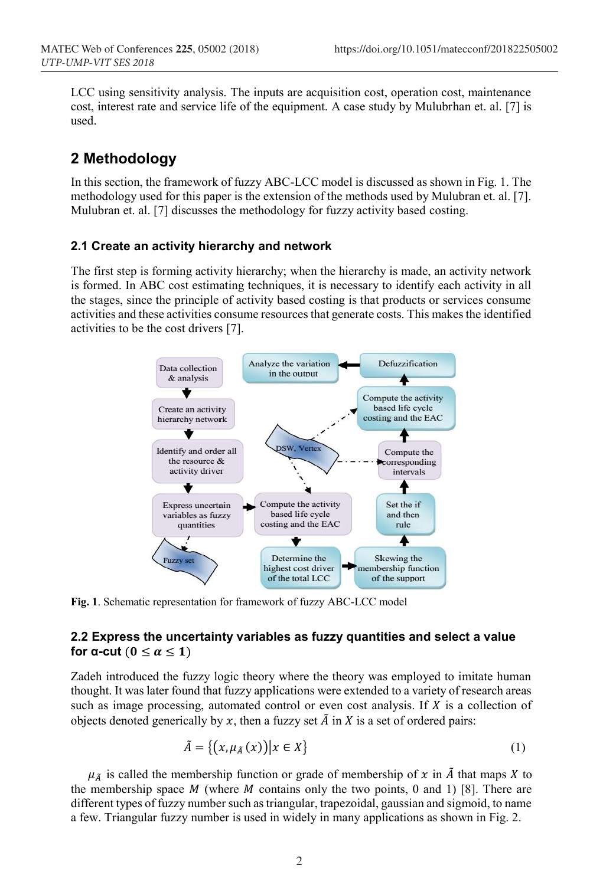LCC using sensitivity analysis. The inputs are acquisition cost, operation cost, maintenance cost, interest rate and service life of the equipment. A case study by Mulubrhan et. al. [7] is used.

## 2 Methodology

In this section, the framework of fuzzy ABC-LCC model is discussed as shown in Fig. 1. The methodology used for this paper is the extension of the methods used by Mulubran et. al. [7]. Mulubran et. al. [7] discusses the methodology for fuzzy activity based costing.

### 2.1 Create an activity hierarchy and network

The first step is forming activity hierarchy; when the hierarchy is made, an activity network is formed. In ABC cost estimating techniques, it is necessary to identify each activity in all the stages, since the principle of activity based costing is that products or services consume activities and these activities consume resources that generate costs. This makes the identified activities to be the cost drivers [7].

Fig. 1. Schematic representation for framework of fuzzy ABC-LCC model

### 2.2 Express the uncertainty variables as fuzzy quantities and select a value for α-cut ($0 \leq \alpha \leq 1$)

Zadeh introduced the fuzzy logic theory where the theory was employed to imitate human thought. It was later found that fuzzy applications were extended to a variety of research areas such as image processing, automated control or even cost analysis. If $X$ is a collection of objects denoted generically by $x$, then a fuzzy set $\tilde{A}$ in $X$ is a set of ordered pairs:

$$\tilde{A} = \{(x, \mu_{\tilde{A}}(x)) | x \in X\} \tag{1}$$

$\mu_{\tilde{A}}$ is called the membership function or grade of membership of $x$ in $\tilde{A}$ that maps $X$ to the membership space $M$ (where $M$ contains only the two points, 0 and 1) [8]. There are different types of fuzzy number such as triangular, trapezoidal, gaussian and sigmoid, to name a few. Triangular fuzzy number is used in widely in many applications as shown in Fig. 2.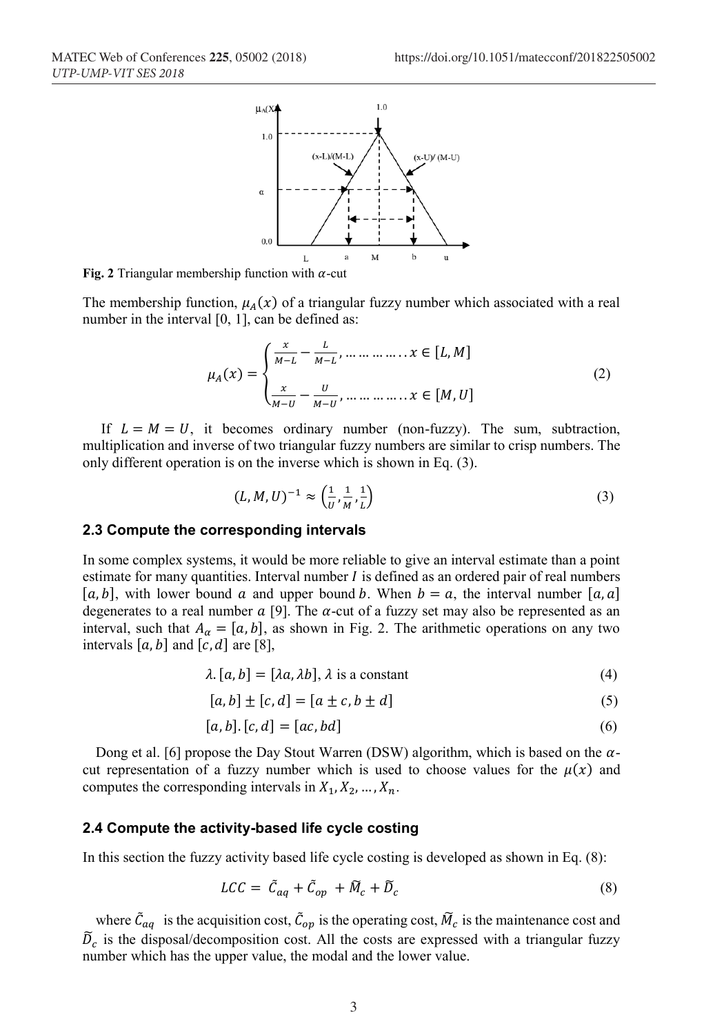**Fig. 2** Triangular membership function with $\alpha$-cut

The membership function, $\mu_A(x)$ of a triangular fuzzy number which associated with a real number in the interval [0, 1], can be defined as:

$$\mu_A(x) = \begin{cases} \frac{x}{M-L} - \frac{L}{M-L}, \dots\dots\dots\dots.. x \in [L, M] \\ \\ \frac{x}{M-U} - \frac{U}{M-U}, \dots\dots\dots\dots.. x \in [M, U] \end{cases} \quad (2)$$

If $L = M = U$, it becomes ordinary number (non-fuzzy). The sum, subtraction, multiplication and inverse of two triangular fuzzy numbers are similar to crisp numbers. The only different operation is on the inverse which is shown in Eq. (3).

$$(L, M, U)^{-1} \approx \left(\frac{1}{U}, \frac{1}{M}, \frac{1}{L}\right) \quad (3)$$

### 2.3 Compute the corresponding intervals

In some complex systems, it would be more reliable to give an interval estimate than a point estimate for many quantities. Interval number $I$ is defined as an ordered pair of real numbers $[a, b]$, with lower bound $a$ and upper bound $b$. When $b = a$, the interval number $[a, a]$ degenerates to a real number $a$ [9]. The $\alpha$-cut of a fuzzy set may also be represented as an interval, such that $A_\alpha = [a, b]$, as shown in Fig. 2. The arithmetic operations on any two intervals $[a, b]$ and $[c, d]$ are [8],

$$\lambda.[a, b] = [\lambda a, \lambda b], \lambda \text{ is a constant} \quad (4)$$

$$[a, b] \pm [c, d] = [a \pm c, b \pm d] \quad (5)$$

$$[a, b].[c, d] = [ac, bd] \quad (6)$$

Dong et al. [6] propose the Day Stout Warren (DSW) algorithm, which is based on the $\alpha$-cut representation of a fuzzy number which is used to choose values for the $\mu(x)$ and computes the corresponding intervals in $X_1, X_2, \dots, X_n$.

### 2.4 Compute the activity-based life cycle costing

In this section the fuzzy activity based life cycle costing is developed as shown in Eq. (8):

$$LCC = \tilde{C}_{aq} + \tilde{C}_{op} + \widetilde{M}_c + \widetilde{D}_c \quad (8)$$

where $\tilde{C}_{aq}$ is the acquisition cost, $\tilde{C}_{op}$ is the operating cost, $\widetilde{M}_c$ is the maintenance cost and $\widetilde{D}_c$ is the disposal/decomposition cost. All the costs are expressed with a triangular fuzzy number which has the upper value, the modal and the lower value.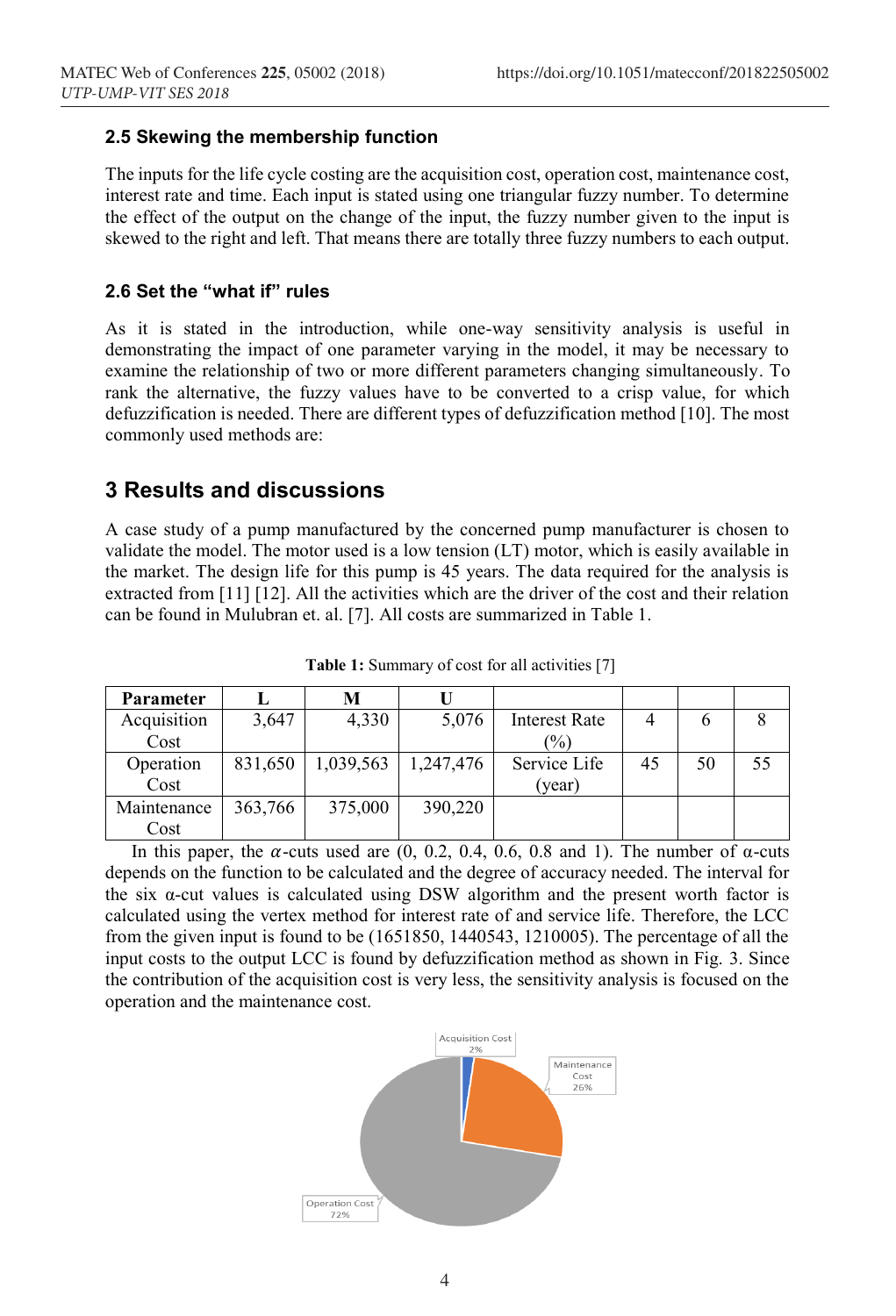### 2.5 Skewing the membership function

The inputs for the life cycle costing are the acquisition cost, operation cost, maintenance cost, interest rate and time. Each input is stated using one triangular fuzzy number. To determine the effect of the output on the change of the input, the fuzzy number given to the input is skewed to the right and left. That means there are totally three fuzzy numbers to each output.

### 2.6 Set the "what if" rules

As it is stated in the introduction, while one-way sensitivity analysis is useful in demonstrating the impact of one parameter varying in the model, it may be necessary to examine the relationship of two or more different parameters changing simultaneously. To rank the alternative, the fuzzy values have to be converted to a crisp value, for which defuzzification is needed. There are different types of defuzzification method [10]. The most commonly used methods are:

## 3 Results and discussions

A case study of a pump manufactured by the concerned pump manufacturer is chosen to validate the model. The motor used is a low tension (LT) motor, which is easily available in the market. The design life for this pump is 45 years. The data required for the analysis is extracted from [11] [12]. All the activities which are the driver of the cost and their relation can be found in Mulubran et. al. [7]. All costs are summarized in Table 1.

**Table 1:** Summary of cost for all activities [7]

| Parameter | L | M | U | | | | |
|---|---|---|---|---|---|---|---|
| Acquisition Cost | 3,647 | 4,330 | 5,076 | Interest Rate (%) | 4 | 6 | 8 |
| Operation Cost | 831,650 | 1,039,563 | 1,247,476 | Service Life (year) | 45 | 50 | 55 |
| Maintenance Cost | 363,766 | 375,000 | 390,220 | | | | |

In this paper, the $\alpha$-cuts used are (0, 0.2, 0.4, 0.6, 0.8 and 1). The number of α-cuts depends on the function to be calculated and the degree of accuracy needed. The interval for the six α-cut values is calculated using DSW algorithm and the present worth factor is calculated using the vertex method for interest rate of and service life. Therefore, the LCC from the given input is found to be (1651850, 1440543, 1210005). The percentage of all the input costs to the output LCC is found by defuzzification method as shown in Fig. 3. Since the contribution of the acquisition cost is very less, the sensitivity analysis is focused on the operation and the maintenance cost.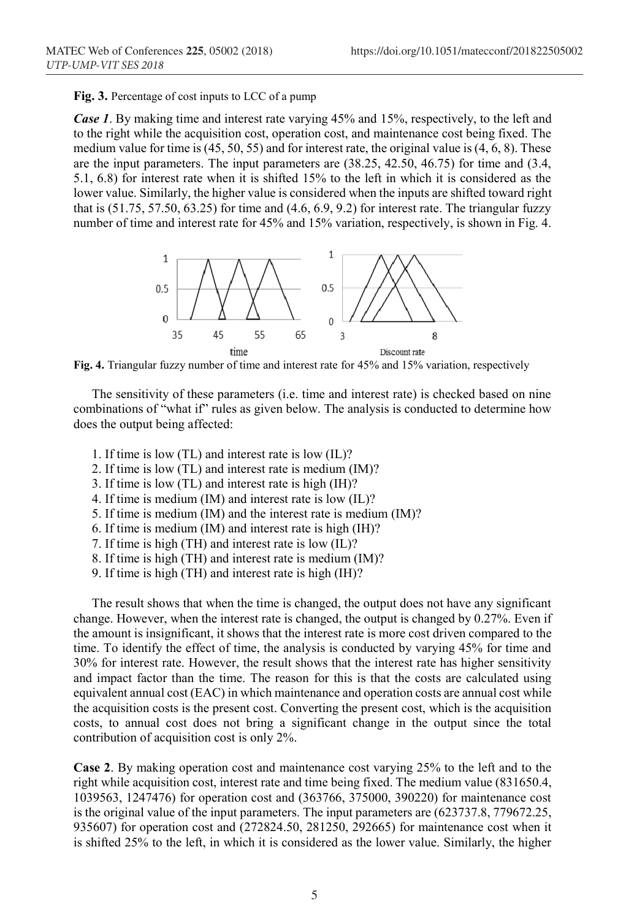**Fig. 3.** Percentage of cost inputs to LCC of a pump

***Case 1***. By making time and interest rate varying 45% and 15%, respectively, to the left and to the right while the acquisition cost, operation cost, and maintenance cost being fixed. The medium value for time is (45, 50, 55) and for interest rate, the original value is (4, 6, 8). These are the input parameters. The input parameters are (38.25, 42.50, 46.75) for time and (3.4, 5.1, 6.8) for interest rate when it is shifted 15% to the left in which it is considered as the lower value. Similarly, the higher value is considered when the inputs are shifted toward right that is (51.75, 57.50, 63.25) for time and (4.6, 6.9, 9.2) for interest rate. The triangular fuzzy number of time and interest rate for 45% and 15% variation, respectively, is shown in Fig. 4.

**Fig. 4.** Triangular fuzzy number of time and interest rate for 45% and 15% variation, respectively

The sensitivity of these parameters (i.e. time and interest rate) is checked based on nine combinations of "what if" rules as given below. The analysis is conducted to determine how does the output being affected:

1. If time is low (TL) and interest rate is low (IL)?
2. If time is low (TL) and interest rate is medium (IM)?
3. If time is low (TL) and interest rate is high (IH)?
4. If time is medium (IM) and interest rate is low (IL)?
5. If time is medium (IM) and the interest rate is medium (IM)?
6. If time is medium (IM) and interest rate is high (IH)?
7. If time is high (TH) and interest rate is low (IL)?
8. If time is high (TH) and interest rate is medium (IM)?
9. If time is high (TH) and interest rate is high (IH)?

The result shows that when the time is changed, the output does not have any significant change. However, when the interest rate is changed, the output is changed by 0.27%. Even if the amount is insignificant, it shows that the interest rate is more cost driven compared to the time. To identify the effect of time, the analysis is conducted by varying 45% for time and 30% for interest rate. However, the result shows that the interest rate has higher sensitivity and impact factor than the time. The reason for this is that the costs are calculated using equivalent annual cost (EAC) in which maintenance and operation costs are annual cost while the acquisition costs is the present cost. Converting the present cost, which is the acquisition costs, to annual cost does not bring a significant change in the output since the total contribution of acquisition cost is only 2%.

**Case 2**. By making operation cost and maintenance cost varying 25% to the left and to the right while acquisition cost, interest rate and time being fixed. The medium value (831650.4, 1039563, 1247476) for operation cost and (363766, 375000, 390220) for maintenance cost is the original value of the input parameters. The input parameters are (623737.8, 779672.25, 935607) for operation cost and (272824.50, 281250, 292665) for maintenance cost when it is shifted 25% to the left, in which it is considered as the lower value. Similarly, the higher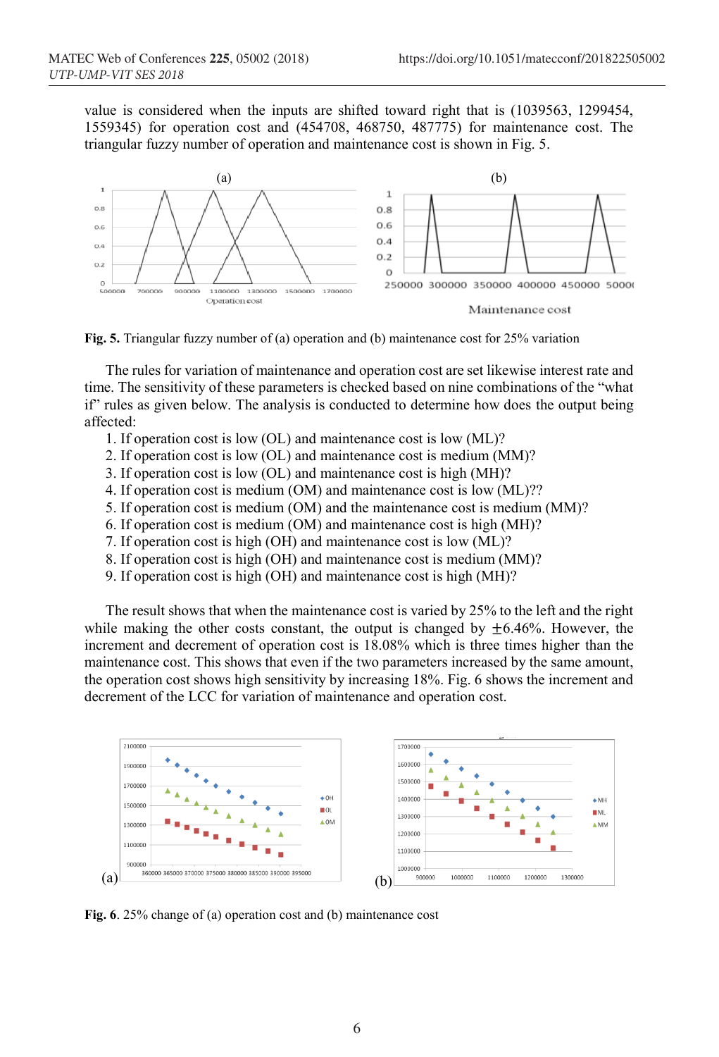value is considered when the inputs are shifted toward right that is (1039563, 1299454, 1559345) for operation cost and (454708, 468750, 487775) for maintenance cost. The triangular fuzzy number of operation and maintenance cost is shown in Fig. 5.

**Fig. 5.** Triangular fuzzy number of (a) operation and (b) maintenance cost for 25% variation

The rules for variation of maintenance and operation cost are set likewise interest rate and time. The sensitivity of these parameters is checked based on nine combinations of the "what if" rules as given below. The analysis is conducted to determine how does the output being affected:

1. If operation cost is low (OL) and maintenance cost is low (ML)?
2. If operation cost is low (OL) and maintenance cost is medium (MM)?
3. If operation cost is low (OL) and maintenance cost is high (MH)?
4. If operation cost is medium (OM) and maintenance cost is low (ML)??
5. If operation cost is medium (OM) and the maintenance cost is medium (MM)?
6. If operation cost is medium (OM) and maintenance cost is high (MH)?
7. If operation cost is high (OH) and maintenance cost is low (ML)?
8. If operation cost is high (OH) and maintenance cost is medium (MM)?
9. If operation cost is high (OH) and maintenance cost is high (MH)?

The result shows that when the maintenance cost is varied by 25% to the left and the right while making the other costs constant, the output is changed by ±6.46%. However, the increment and decrement of operation cost is 18.08% which is three times higher than the maintenance cost. This shows that even if the two parameters increased by the same amount, the operation cost shows high sensitivity by increasing 18%. Fig. 6 shows the increment and decrement of the LCC for variation of maintenance and operation cost.

**Fig. 6**. 25% change of (a) operation cost and (b) maintenance cost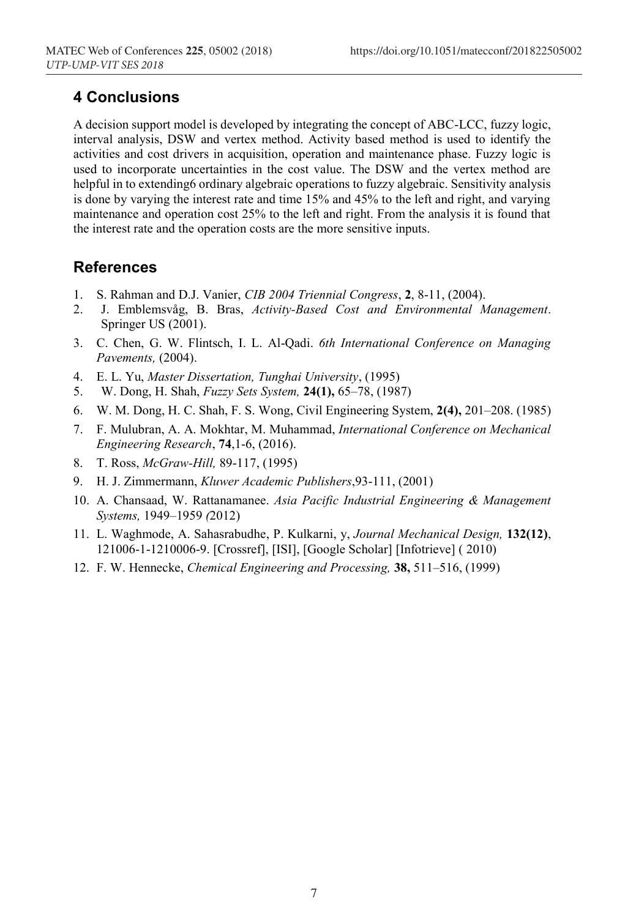## 4 Conclusions

A decision support model is developed by integrating the concept of ABC-LCC, fuzzy logic, interval analysis, DSW and vertex method. Activity based method is used to identify the activities and cost drivers in acquisition, operation and maintenance phase. Fuzzy logic is used to incorporate uncertainties in the cost value. The DSW and the vertex method are helpful in to extending6 ordinary algebraic operations to fuzzy algebraic. Sensitivity analysis is done by varying the interest rate and time 15% and 45% to the left and right, and varying maintenance and operation cost 25% to the left and right. From the analysis it is found that the interest rate and the operation costs are the more sensitive inputs.

## References

1. S. Rahman and D.J. Vanier, *CIB 2004 Triennial Congress*, **2**, 8-11, (2004).
2. J. Emblemsvåg, B. Bras, *Activity-Based Cost and Environmental Management*. Springer US (2001).
3. C. Chen, G. W. Flintsch, I. L. Al-Qadi. *6th International Conference on Managing Pavements,* (2004).
4. E. L. Yu, *Master Dissertation, Tunghai University*, (1995)
5. W. Dong, H. Shah, *Fuzzy Sets System,* **24(1),** 65–78, (1987)
6. W. M. Dong, H. C. Shah, F. S. Wong, Civil Engineering System, **2(4),** 201–208. (1985)
7. F. Mulubran, A. A. Mokhtar, M. Muhammad, *International Conference on Mechanical Engineering Research*, **74**,1-6, (2016).
8. T. Ross, *McGraw-Hill,* 89-117, (1995)
9. H. J. Zimmermann, *Kluwer Academic Publishers*,93-111, (2001)
10. A. Chansaad, W. Rattanamanee. *Asia Pacific Industrial Engineering & Management Systems,* 1949–1959 *(*2012)
11. L. Waghmode, A. Sahasrabudhe, P. Kulkarni, y, *Journal Mechanical Design,* **132(12)**, 121006-1-1210006-9. [Crossref], [ISI], [Google Scholar] [Infotrieve] ( 2010)
12. F. W. Hennecke, *Chemical Engineering and Processing,* **38,** 511–516, (1999)